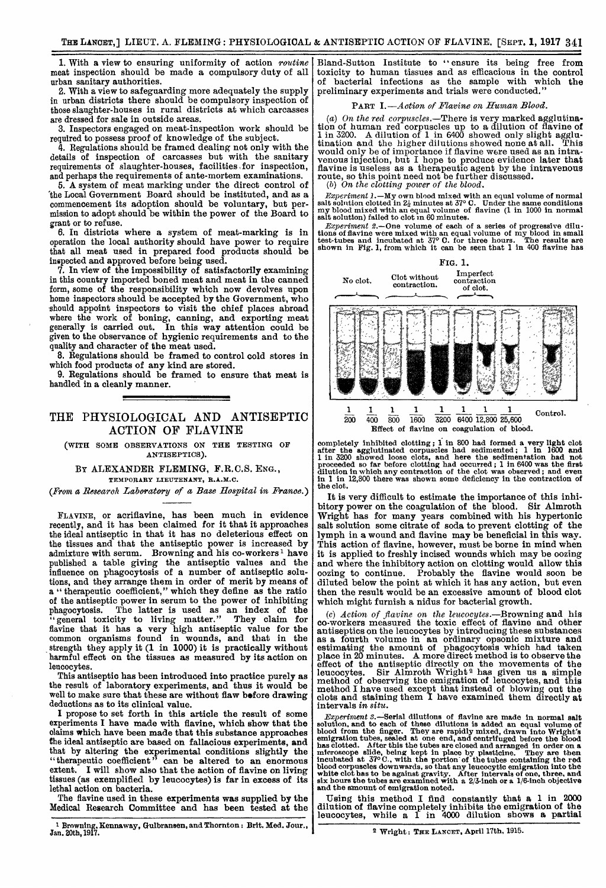1. With a view to ensuring uniformity of action *routine* meat inspection should be made a compulsory duty of all urban sanitary authorities.

2. With a view to safeguarding more adequately the supply in urban districts there should be compulsory inspection of those slaughter-houses in rural districts at which carcasses are dressed for sale in outside areas.

3. Inspectors engaged on meat-inspection work should be required to possess proof of knowledge of the subject.

4. Regulations should be framed dealing not only with the details of inspection of carcasses but with the sanitary requirements of slaughter-houses, facilities for inspection, and perhaps the requirements of ante-mortem examinations.

5. A system of meat marking under the direct control of the Local Government Board should be instituted, and as a commencement its adoption should be voluntary, but permission to adopt should be within the power of the Board to grant or to refuse.

6. In districts where a system of meat-marking is in operation the local authority should have power to require that all meat used in prepared food products should be inspected and approved before being used.

7. In view of the impossibility of satisfactorily examining in this country imported boned meat and meat in the canned form, some of the responsibility which now devolves upon home inspectors should be accepted by the Government, who should appoint inspectors to visit the chief places abroad where the work of boning, canning, and exporting meat generally is carried out. In this way attention could be given to the observance of hygienic requirements and to the quality and character of the meat used.

8. Regulations should be framed to control cold stores in which food products of any kind are stored.

9. Regulations should be framed to ensure that meat is handled in a cleanly manner.

# THE PHYSIOLOGICAL AND ANTISEPTIC ACTION OF FLAVINE

(WITH SOME OBSERVATIONS ON THE TESTING OF ANTISEPTICS).

BY ALEXANDER FLEMING, F.R.C.S. ENG.,
TEMPORARY LIEUTENANT, R.A.M.C.

*(From a Research Laboratory of a Base Hospital in France.)*

FLAVINE, or acriflavine, has been much in evidence recently, and it has been claimed for it that it approaches the ideal antiseptic in that it has no deleterious effect on the tissues and that the antiseptic power is increased by admixture with serum. Browning and his co-workers[1] have published a table giving the antiseptic values and the influence on phagocytosis of a number of antiseptic solutions, and they arrange them in order of merit by means of a "therapeutic coefficient," which they define as the ratio of the antiseptic power in serum to the power of inhibiting phagocytosis. The latter is used as an index of the "general toxicity to living matter." They claim for flavine that it has a very high antiseptic value for the common organisms found in wounds, and that in the strength they apply it (1 in 1000) it is practically without harmful effect on the tissues as measured by its action on leucocytes.

This antiseptic has been introduced into practice purely as the result of laboratory experiments, and thus it would be well to make sure that these are without flaw before drawing deductions as to its clinical value.

I propose to set forth in this article the result of some experiments I have made with flavine, which show that the claims which have been made that this substance approaches the ideal antiseptic are based on fallacious experiments, and that by altering the experimental conditions slightly the "therapeutic coefficient" can be altered to an enormous extent. I will show also that the action of flavine on living tissues (as exemplified by leucocytes) is far in excess of its lethal action on bacteria.

The flavine used in these experiments was supplied by the Medical Research Committee and has been tested at the Bland-Sutton Institute to "ensure its being free from toxicity to human tissues and as efficacious in the control of bacterial infections as the sample with which the preliminary experiments and trials were conducted."

PART I.—*Action of Flavine on Human Blood.*

(*a*) *On the red corpuscles.*—There is very marked agglutination of human red corpuscles up to a dilution of flavine of 1 in 3200. A dilution of 1 in 6400 showed only slight agglutination and the higher dilutions showed none at all. This would only be of importance if flavine were used as an intravenous injection, but I hope to produce evidence later that flavine is useless as a therapeutic agent by the intravenous route, so this point need not be further discussed.

(*b*) *On the clotting power of the blood.*

*Experiment 1.*—My own blood mixed with an equal volume of normal salt solution clotted in $2\frac{1}{2}$ minutes at 37° C. Under the same conditions my blood mixed with an equal volume of flavine (1 in 1000 in normal salt solution) failed to clot in 60 minutes.

*Experiment 2.*—One volume of each of a series of progressive dilutions of flavine were mixed with an equal volume of my blood in small test-tubes and incubated at 37° C. for three hours. The results are shown in Fig. 1, from which it can be seen that 1 in 400 flavine has

FIG. 1.

No clot. — Clot without contraction. — Imperfect contraction of clot.

$\frac{1}{200}$ $\frac{1}{400}$ $\frac{1}{800}$ $\frac{1}{1600}$ $\frac{1}{3200}$ $\frac{1}{6400}$ $\frac{1}{12,800}$ $\frac{1}{25,600}$ Control.

Effect of flavine on coagulation of blood.

completely inhibited clotting; 1 in 800 had formed a very light clot after the agglutinated corpuscles had sedimented; 1 in 1600 and 1 in 3200 showed loose clots, and here the sedimentation had not proceeded so far before clotting had occurred; 1 in 6400 was the first dilution in which any contraction of the clot was observed; and even in 1 in 12,800 there was shown some deficiency in the contraction of the clot.

It is very difficult to estimate the importance of this inhibitory power on the coagulation of the blood. Sir Almroth Wright has for many years combined with his hypertonic salt solution some citrate of soda to prevent clotting of the lymph in a wound and flavine may be beneficial in this way. This action of flavine, however, must be borne in mind when it is applied to freshly incised wounds which may be oozing and where the inhibitory action on clotting would allow this oozing to continue. Probably the flavine would soon be diluted below the point at which it has any action, but even then the result would be an excessive amount of blood clot which might furnish a nidus for bacterial growth.

(*c*) *Action of flavine on the leucocytes.*—Browning and his co-workers measured the toxic effect of flavine and other antiseptics on the leucocytes by introducing these substances as a fourth volume in an ordinary opsonic mixture and estimating the amount of phagocytosis which had taken place in 20 minutes. A more direct method is to observe the effect of the antiseptic directly on the movements of the leucocytes. Sir Almroth Wright[2] has given us a simple method of observing the emigration of leucocytes, and this method I have used except that instead of blowing out the clots and staining them I have examined them directly at intervals *in situ*.

*Experiment 3.*—Serial dilutions of flavine are made in normal salt solution, and to each of these dilutions is added an equal volume of blood from the finger. They are rapidly mixed, drawn into Wright's emigration tubes, sealed at one end, and centrifuged before the blood has clotted. After this the tubes are closed and arranged in order on a microscope slide, being kept in place by plasticine. They are then incubated at 37° C., with the portion of the tubes containing the red blood corpuscles downwards, so that any leucocytic emigration into the white clot has to be against gravity. After intervals of one, three, and six hours the tubes are examined with a 2/3-inch or a 1/6-inch objective and the amount of emigration noted.

Using this method I find constantly that a 1 in 2000 dilution of flavine completely inhibits the emigration of the leucocytes, while a 1 in 4000 dilution shows a partial

[1] Browning, Kennaway, Gulbransen, and Thornton: Brit. Med. Jour., Jan. 20th, 1917.

[2] Wright: THE LANCET, April 17th, 1915.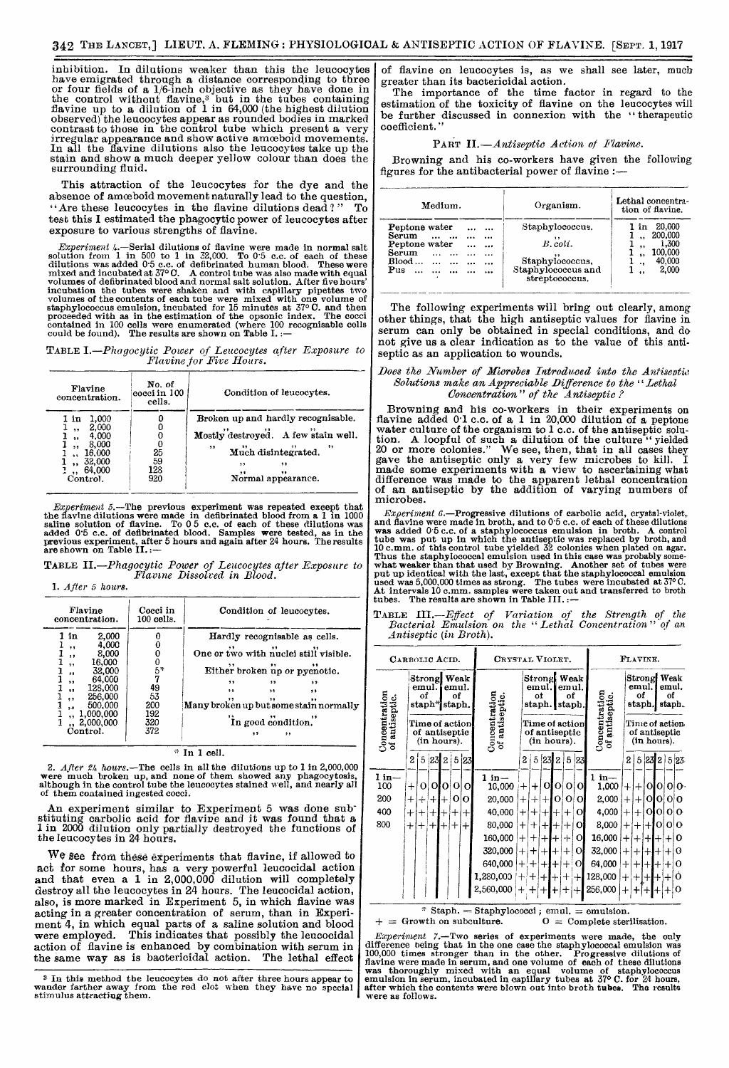inhibition. In dilutions weaker than this the leucocytes have emigrated through a distance corresponding to three or four fields of a 1/6-inch objective as they have done in the control without flavine,[3] but in the tubes containing flavine up to a dilution of 1 in 64,000 (the highest dilution observed) the leucocytes appear as rounded bodies in marked contrast to those in the control tube which present a very irregular appearance and show active amœboid movements. In all the flavine dilutions also the leucocytes take up the stain and show a much deeper yellow colour than does the surrounding fluid.

This attraction of the leucocytes for the dye and the absence of amœboid movement naturally lead to the question, "Are these leucocytes in the flavine dilutions dead?" To test this I estimated the phagocytic power of leucocytes after exposure to various strengths of flavine.

*Experiment 4.*—Serial dilutions of flavine were made in normal salt solution from 1 in 500 to 1 in 32,000. To 0·5 c.c. of each of these dilutions was added 0·5 c.c. of defibrinated human blood. These were mixed and incubated at 37° C. A control tube was also made with equal volumes of defibrinated blood and normal salt solution. After five hours' incubation the tubes were shaken and with capillary pipettes two volumes of the contents of each tube were mixed with one volume of staphylococcus emulsion, incubated for 15 minutes at 37° C. and then proceeded with as in the estimation of the opsonic index. The cocci contained in 100 cells were enumerated (where 100 recognisable cells could be found). The results are shown on Table I.:—

TABLE I.—*Phagocytic Power of Leucocytes after Exposure to Flavine for Five Hours.*

| Flavine concentration. | No. of cocci in 100 cells. | Condition of leucocytes. |
|---|---|---|
| 1 in 1,000 | 0 | Broken up and hardly recognisable. |
| 1 ,, 2,000 | 0 | ,, ,, ,, |
| 1 ,, 4,000 | 0 | Mostly destroyed. A few stain well. |
| 1 ,, 8,000 | 0 | ,, ,, ,, ,, |
| 1 ,, 16,000 | 25 | Much disintegrated. |
| 1 ,, 32,000 | 59 | ,, ,, |
| 1 ,, 64,000 | 123 | ,, ,, |
| Control. | 920 | Normal appearance. |

*Experiment 5.*—The previous experiment was repeated except that the flavine dilutions were made in defibrinated blood from a 1 in 1000 saline solution of flavine. To 0·5 c.c. of each of these dilutions was added 0·5 c.c. of defibrinated blood. Samples were tested, as in the previous experiment, after 5 hours and again after 24 hours. The results are shown on Table II.:—

TABLE II.—*Phagocytic Power of Leucocytes after Exposure to Flavine Dissolved in Blood.*

1. *After 5 hours.*

| Flavine concentration. | Cocci in 100 cells. | Condition of leucocytes. |
|---|---|---|
| 1 in 2,000 | 0 | Hardly recognisable as cells. |
| 1 ,, 4,000 | 0 | ,, ,, ,, |
| 1 ,, 8,000 | 0 | One or two with nuclei still visible. |
| 1 ,, 16,000 | 0 | ,, ,, ,, |
| 1 ,, 32,000 | 5* | Either broken up or pycnotic. |
| 1 ,, 64,000 | 7 | ,, ,, ,, |
| 1 ,, 128,000 | 49 | ,, ,, ,, |
| 1 ,, 256,000 | 53 | ,, ,, ,, |
| 1 ,, 500,000 | 200 | Many broken up but some stain normally |
| 1 ,, 1,000,000 | 192 | ,, ,, ,, |
| 1 ,, 2,000,000 | 320 | In good condition. |
| Control. | 372 | ,, ,, |

\* In 1 cell.

2. *After 24 hours.*—The cells in all the dilutions up to 1 in 2,000,000 were much broken up, and none of them showed any phagocytosis, although in the control tube the leucocytes stained well, and nearly all of them contained ingested cocci.

An experiment similar to Experiment 5 was done substituting carbolic acid for flavine and it was found that a 1 in 2000 dilution only partially destroyed the functions of the leucocytes in 24 hours.

We see from these experiments that flavine, if allowed to act for some hours, has a very powerful leucocidal action and that even a 1 in 2,000,000 dilution will completely destroy all the leucocytes in 24 hours. The leucocidal action, also, is more marked in Experiment 5, in which flavine was acting in a greater concentration of serum, than in Experiment 4, in which equal parts of a saline solution and blood were employed. This indicates that possibly the leucocidal action of flavine is enhanced by combination with serum in the same way as is bactericidal action. The lethal effect of flavine on leucocytes is, as we shall see later, much greater than its bactericidal action.

The importance of the time factor in regard to the estimation of the toxicity of flavine on the leucocytes will be further discussed in connexion with the "therapeutic coefficient."

[3] In this method the leucocytes do not after three hours appear to wander farther away from the red clot when they have no special stimulus attracting them.

## PART II.—*Antiseptic Action of Flavine.*

Browning and his co-workers have given the following figures for the antibacterial power of flavine:—

| Medium. | Organism. | Lethal concentration of flavine. |
|---|---|---|
| Peptone water ... ... | Staphylococcus. | 1 in 20,000 |
| Serum ... ... ... | ,, | 1 ,, 200,000 |
| Peptone water ... ... | *B. coli.* | 1 ,, 1,300 |
| Serum ... ... ... | ,, | 1 ,, 100,000 |
| Blood... ... ... ... | Staphylococcus. | 1 ,, 40,000 |
| Pus ... ... ... ... | Staphylococcus and streptococcus. | 1 ,, 2,000 |

The following experiments will bring out clearly, among other things, that the high antiseptic values for flavine in serum can only be obtained in special conditions, and do not give us a clear indication as to the value of this antiseptic as an application to wounds.

### *Does the Number of Microbes Introduced into the Antiseptic Solutions make an Appreciable Difference to the "Lethal Concentration" of the Antiseptic?*

Browning and his co-workers in their experiments on flavine added 0·1 c.c. of a 1 in 20,000 dilution of a peptone water culture of the organism to 1 c.c. of the antiseptic solution. A loopful of such a dilution of the culture "yielded 20 or more colonies." We see, then, that in all cases they gave the antiseptic only a very few microbes to kill. I made some experiments with a view to ascertaining what difference was made to the apparent lethal concentration of an antiseptic by the addition of varying numbers of microbes.

*Experiment 6.*—Progressive dilutions of carbolic acid, crystal-violet, and flavine were made in broth, and to 0·5 c.c. of each of these dilutions was added 0·5 c.c. of a staphylococcus emulsion in broth. A control tube was put up in which the antiseptic was replaced by broth, and 10 c.mm. of this control tube yielded 32 colonies when plated on agar. Thus the staphylococcal emulsion used in this case was probably somewhat weaker than that used by Browning. Another set of tubes were put up identical with the last, except that the staphylococcal emulsion used was 5,000,000 times as strong. The tubes were incubated at 37° C. At intervals 10 c.mm. samples were taken out and transferred to broth tubes. The results are shown in Table III.:—

TABLE III.—*Effect of Variation of the Strength of the Bacterial Emulsion on the "Lethal Concentration" of an Antiseptic (in Broth).*

| Carbolic Acid. | | | | | | | Crystal Violet. | | | | | | | Flavine. | | | | | | |
|---|---|---|---|---|---|---|---|---|---|---|---|---|---|---|---|---|---|---|---|---|
| Concentration of antiseptic. | Strong emul. of staph.* | | | Weak emul. of staph. | | | Concentration of antiseptic. | Strong emul. of staph. | | | Weak emul. of staph. | | | Concentration of antiseptic. | Strong emul. of staph. | | | Weak emul. of staph. | | |
| | Time of action of antiseptic (in hours). | | | | | | | Time of action of antiseptic (in hours). | | | | | | | Time of action of antiseptic (in hours). | | | | | |
| | 2 | 5 | 23 | 2 | 5 | 23 | | 2 | 5 | 23 | 2 | 5 | 23 | | 2 | 5 | 23 | 2 | 5 | 23 |
| 1 in—100 | + | O | O | O | O | O | 1 in—10,000 | + | + | O | O | O | O | 1 in—1,000 | + | + | O | O | O | O |
| 200 | + | + | + | + | O | O | 20,000 | + | + | + | O | O | O | 2,000 | + | + | O | O | O | O |
| 400 | + | + | + | + | + | + | 40,000 | + | + | + | + | + | O | 4,000 | + | + | O | O | O | O |
| 800 | + | + | + | + | + | + | 80,000 | + | + | + | + | + | O | 8,000 | + | + | + | O | O | O |
| | | | | | | | 160,000 | + | + | + | + | + | O | 16,000 | + | + | + | + | + | O |
| | | | | | | | 320,000 | + | + | + | + | + | O | 32,000 | + | + | + | + | + | O |
| | | | | | | | 640,000 | + | + | + | + | + | O | 64,000 | + | + | + | + | + | O |
| | | | | | | | 1,280,000 | + | + | + | + | + | + | 128,000 | + | + | + | + | + | O |
| | | | | | | | 2,560,000 | + | + | + | + | + | + | 256,000 | + | + | + | + | + | O |

\* Staph. = Staphylococci; emul. = emulsion.
\+ = Growth on subculture. O = Complete sterilisation.

*Experiment 7.*—Two series of experiments were made, the only difference being that in the one case the staphylococcal emulsion was 100,000 times stronger than in the other. Progressive dilutions of flavine were made in serum, and one volume of each of these dilutions was thoroughly mixed with an equal volume of staphylococcus emulsion in serum, incubated in capillary tubes at 37° C. for 24 hours, after which the contents were blown out into broth tubes. The results were as follows.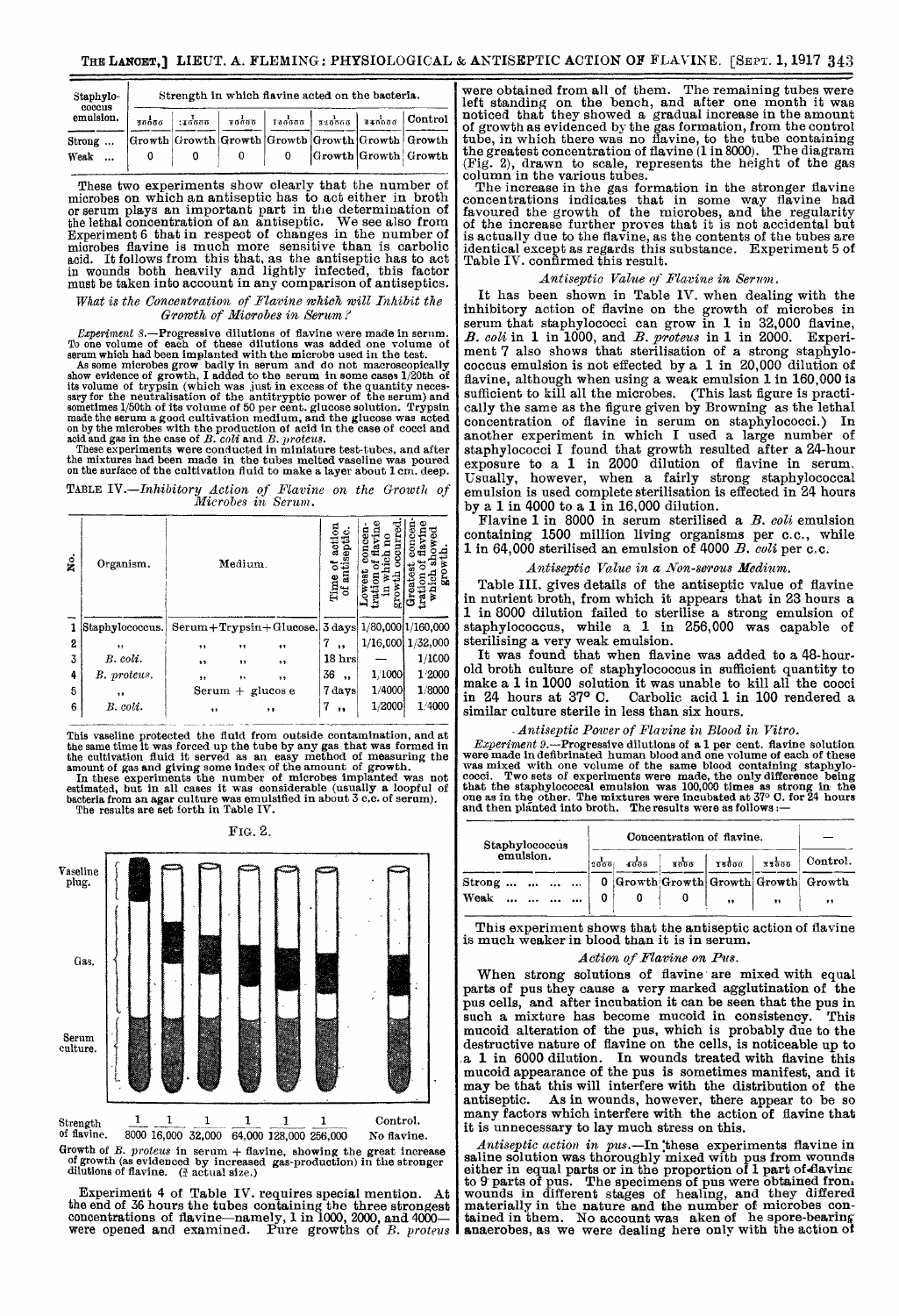| Staphylococcus emulsion. | Strength in which flavine acted on the bacteria. | | | | | | |
|---|---|---|---|---|---|---|---|
| | $\frac{1}{20000}$ | $\frac{1}{40000}$ | $\frac{1}{80000}$ | $\frac{1}{160000}$ | $\frac{1}{320000}$ | $\frac{1}{640000}$ | Control |
| Strong ... | Growth | Growth | Growth | Growth | Growth | Growth | Growth |
| Weak ... | 0 | 0 | 0 | 0 | Growth | Growth | Growth |

These two experiments show clearly that the number of microbes on which an antiseptic has to act either in broth or serum plays an important part in the determination of the lethal concentration of an antiseptic. We see also from Experiment 6 that in respect of changes in the number of microbes flavine is much more sensitive than is carbolic acid. It follows from this that, as the antiseptic has to act in wounds both heavily and lightly infected, this factor must be taken into account in any comparison of antiseptics.

*What is the Concentration of Flavine which will Inhibit the Growth of Microbes in Serum?*

*Experiment 8.*—Progressive dilutions of flavine were made in serum. To one volume of each of these dilutions was added one volume of serum which had been implanted with the microbe used in the test.

As some microbes grow badly in serum and do not macroscopically show evidence of growth, I added to the serum in some cases 1/20th of its volume of trypsin (which was just in excess of the quantity necessary for the neutralisation of the antitryptic power of the serum) and sometimes 1/50th of its volume of 50 per cent. glucose solution. Trypsin made the serum a good cultivation medium, and the glucose was acted on by the microbes with the production of acid in the case of cocci and acid and gas in the case of *B. coli* and *B. proteus*.

These experiments were conducted in miniature test-tubes, and after the mixtures had been made in the tubes melted vaseline was poured on the surface of the cultivation fluid to make a layer about 1 cm. deep.

TABLE IV.—*Inhibitory Action of Flavine on the Growth of Microbes in Serum.*

| No. | Organism. | Medium. | Time of action of antiseptic. | Lowest concentration of flavine in which no growth occurred. | Greatest concentration of flavine which showed growth. |
|---|---|---|---|---|---|
| 1 | Staphylococcus. | Serum + Trypsin + Glucose. | 3 days | 1/80,000 | 1/160,000 |
| 2 | ,, | ,, ,, ,, | 7 ,, | 1/16,000 | 1/32,000 |
| 3 | *B. coli.* | ,, ,, ,, | 18 hrs | — | 1/1000 |
| 4 | *B. proteus.* | ,, ,, ,, | 36 ,, | 1/1000 | 1/2000 |
| 5 | ,, | Serum + glucose | 7 days | 1/4000 | 1/8000 |
| 6 | *B. coli.* | ,, ,, | 7 ,, | 1/2000 | 1/4000 |

This vaseline protected the fluid from outside contamination, and at the same time it was forced up the tube by any gas that was formed in the cultivation fluid it served as an easy method of measuring the amount of gas and giving some index of the amount of growth.

In these experiments the number of microbes implanted was not estimated, but in all cases it was considerable (usually a loopful of bacteria from an agar culture was emulsified in about 3 c.c. of serum).

The results are set forth in Table IV.

FIG. 2.

Vaseline plug. Gas. Serum culture.

Strength of flavine. 1/8000 1/16,000 1/32,000 1/64,000 1/128,000 1/256,000 Control. No flavine.

Growth of *B. proteus* in serum + flavine, showing the great increase of growth (as evidenced by increased gas-production) in the stronger dilutions of flavine. (2/3 actual size.)

Experiment 4 of Table IV. requires special mention. At the end of 36 hours the tubes containing the three strongest concentrations of flavine—namely, 1 in 1000, 2000, and 4000—were opened and examined. Pure growths of *B. proteus* were obtained from all of them. The remaining tubes were left standing on the bench, and after one month it was noticed that they showed a gradual increase in the amount of growth as evidenced by the gas formation, from the control tube, in which there was no flavine, to the tube containing the greatest concentration of flavine (1 in 8000). The diagram (Fig. 2), drawn to scale, represents the height of the gas column in the various tubes.

The increase in the gas formation in the stronger flavine concentrations indicates that in some way flavine had favoured the growth of the microbes, and the regularity of the increase further proves that it is not accidental but is actually due to the flavine, as the contents of the tubes are identical except as regards this substance. Experiment 5 of Table IV. confirmed this result.

*Antiseptic Value of Flavine in Serum.*

It has been shown in Table IV. when dealing with the inhibitory action of flavine on the growth of microbes in serum that staphylococci can grow in 1 in 32,000 flavine, *B. coli* in 1 in 1000, and *B. proteus* in 1 in 2000. Experiment 7 also shows that sterilisation of a strong staphylococcus emulsion is not effected by a 1 in 20,000 dilution of flavine, although when using a weak emulsion 1 in 160,000 is sufficient to kill all the microbes. (This last figure is practically the same as the figure given by Browning as the lethal concentration of flavine in serum on staphylococci.) In another experiment in which I used a large number of staphylococci I found that growth resulted after a 24-hour exposure to a 1 in 2000 dilution of flavine in serum. Usually, however, when a fairly strong staphylococcal emulsion is used complete sterilisation is effected in 24 hours by a 1 in 4000 to a 1 in 16,000 dilution.

Flavine 1 in 8000 in serum sterilised a *B. coli* emulsion containing 1500 million living organisms per c.c., while 1 in 64,000 sterilised an emulsion of 4000 *B. coli* per c.c.

*Antiseptic Value in a Non-serous Medium.*

Table III. gives details of the antiseptic value of flavine in nutrient broth, from which it appears that in 23 hours a 1 in 8000 dilution failed to sterilise a strong emulsion of staphylococcus, while a 1 in 256,000 was capable of sterilising a very weak emulsion.

It was found that when flavine was added to a 48-hour-old broth culture of staphylococcus in sufficient quantity to make a 1 in 1000 solution it was unable to kill all the cocci in 24 hours at 37° C. Carbolic acid 1 in 100 rendered a similar culture sterile in less than six hours.

*Antiseptic Power of Flavine in Blood in Vitro.*

*Experiment 9.*—Progressive dilutions of a 1 per cent. flavine solution were made in defibrinated human blood and one volume of each of these was mixed with one volume of the same blood containing staphylococci. Two sets of experiments were made, the only difference being that the staphylococcal emulsion was 100,000 times as strong in the one as in the other. The mixtures were incubated at 37° C. for 24 hours and then planted into broth. The results were as follows:—

| Staphylococcus emulsion. | Concentration of flavine. | | | | | — |
|---|---|---|---|---|---|---|
| | $\frac{1}{2000}$ | $\frac{1}{4000}$ | $\frac{1}{8000}$ | $\frac{1}{16000}$ | $\frac{1}{32000}$ | Control. |
| Strong ... | 0 | Growth | Growth | Growth | Growth | Growth |
| Weak ... | 0 | 0 | 0 | ,, | ,, | ,, |

This experiment shows that the antiseptic action of flavine is much weaker in blood than it is in serum.

*Action of Flavine on Pus.*

When strong solutions of flavine are mixed with equal parts of pus they cause a very marked agglutination of the pus cells, and after incubation it can be seen that the pus in such a mixture has become mucoid in consistency. This mucoid alteration of the pus, which is probably due to the destructive nature of flavine on the cells, is noticeable up to a 1 in 6000 dilution. In wounds treated with flavine this mucoid appearance of the pus is sometimes manifest, and it may be that this will interfere with the distribution of the antiseptic. As in wounds, however, there appear to be so many factors which interfere with the action of flavine that it is unnecessary to lay much stress on this.

*Antiseptic action in pus.*—In these experiments flavine in saline solution was thoroughly mixed with pus from wounds either in equal parts or in the proportion of 1 part of flavine to 9 parts of pus. The specimens of pus were obtained from wounds in different stages of healing, and they differed materially in the nature and the number of microbes contained in them. No account was aken of he spore-bearing anaerobes, as we were dealing here only with the action of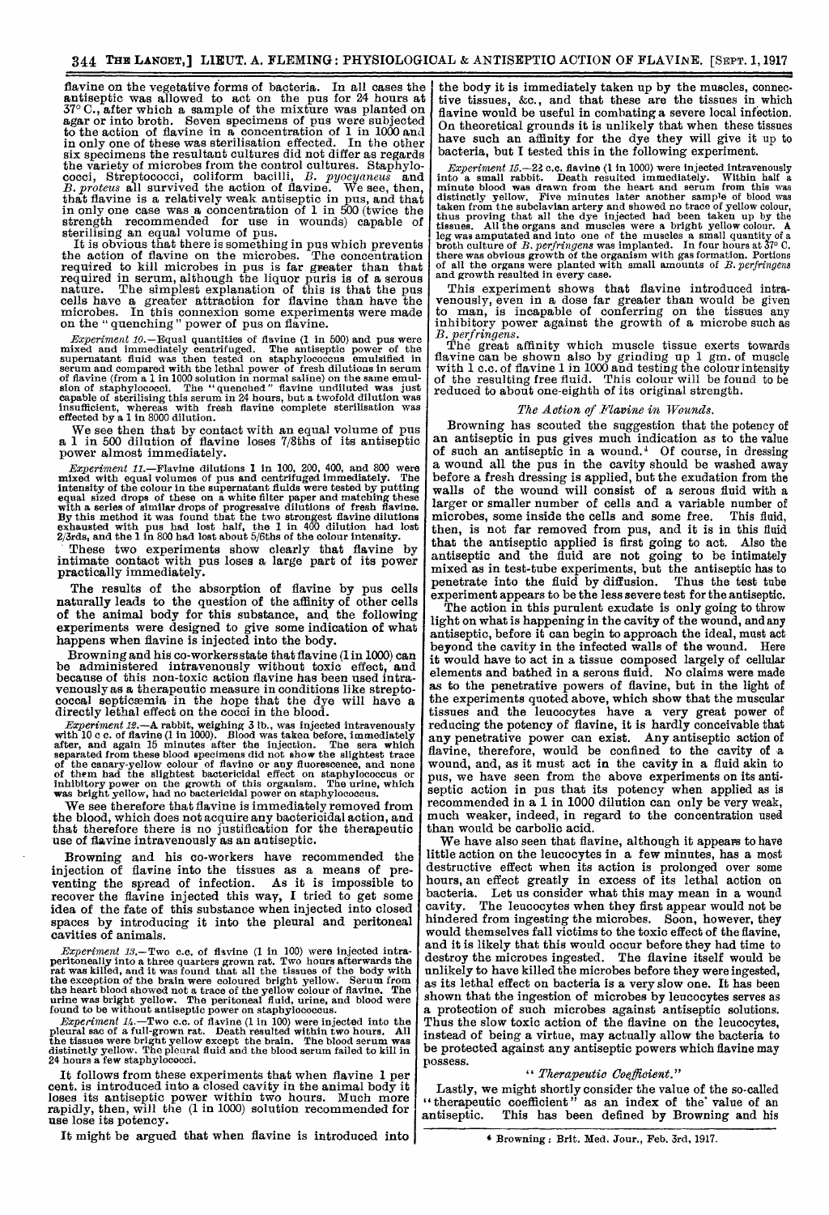flavine on the vegetative forms of bacteria. In all cases the antiseptic was allowed to act on the pus for 24 hours at 37° C., after which a sample of the mixture was planted on agar or into broth. Seven specimens of pus were subjected to the action of flavine in a concentration of 1 in 1000 and in only one of these was sterilisation effected. In the other six specimens the resultant cultures did not differ as regards the variety of microbes from the control cultures. Staphylococci, Streptococci, coliform bacilli, *B. pyocyaneus* and *B. proteus* all survived the action of flavine. We see, then, that flavine is a relatively weak antiseptic in pus, and that in only one case was a concentration of 1 in 500 (twice the strength recommended for use in wounds) capable of sterilising an equal volume of pus.

It is obvious that there is something in pus which prevents the action of flavine on the microbes. The concentration required to kill microbes in pus is far greater than that required in serum, although the liquor puris is of a serous nature. The simplest explanation of this is that the pus cells have a greater attraction for flavine than have the microbes. In this connexion some experiments were made on the "quenching" power of pus on flavine.

*Experiment 10.*—Equal quantities of flavine (1 in 500) and pus were mixed and immediately centrifuged. The antiseptic power of the supernatant fluid was then tested on staphylococcus emulsified in serum and compared with the lethal power of fresh dilutions in serum of flavine (from a 1 in 1000 solution in normal saline) on the same emulsion of staphylococci. The "quenched" flavine undiluted was just capable of sterilising this serum in 24 hours, but a twofold dilution was insufficient, whereas with fresh flavine complete sterilisation was effected by a 1 in 8000 dilution.

We see then that by contact with an equal volume of pus a 1 in 500 dilution of flavine loses 7/8ths of its antiseptic power almost immediately.

*Experiment 11.*—Flavine dilutions 1 in 100, 200, 400, and 800 were mixed with equal volumes of pus and centrifuged immediately. The intensity of the colour in the supernatant fluids were tested by putting equal sized drops of these on a white filter paper and matching these with a series of similar drops of progressive dilutions of fresh flavine. By this method it was found that the two strongest flavine dilutions exhausted with pus had lost half, the 1 in 400 dilution had lost 2/3rds, and the 1 in 800 had lost about 5/6ths of the colour intensity.

These two experiments show clearly that flavine by intimate contact with pus loses a large part of its power practically immediately.

The results of the absorption of flavine by pus cells naturally leads to the question of the affinity of other cells of the animal body for this substance, and the following experiments were designed to give some indication of what happens when flavine is injected into the body.

Browning and his co-workers state that flavine (1 in 1000) can be administered intravenously without toxic effect, and because of this non-toxic action flavine has been used intravenously as a therapeutic measure in conditions like streptococcal septicæmia in the hope that the dye will have a directly lethal effect on the cocci in the blood.

*Experiment 12.*—A rabbit, weighing 3 lb., was injected intravenously with 10 c.c. of flavine (1 in 1000). Blood was taken before, immediately after, and again 15 minutes after the injection. The sera which separated from these blood specimens did not show the slightest trace of the canary-yellow colour of flavine or any fluorescence, and none of them had the slightest bactericidal effect on staphylococcus or inhibitory power on the growth of this organism. The urine, which was bright yellow, had no bactericidal power on staphylococcus.

We see therefore that flavine is immediately removed from the blood, which does not acquire any bactericidal action, and that therefore there is no justification for the therapeutic use of flavine intravenously as an antiseptic.

Browning and his co-workers have recommended the injection of flavine into the tissues as a means of preventing the spread of infection. As it is impossible to recover the flavine injected this way, I tried to get some idea of the fate of this substance when injected into closed spaces by introducing it into the pleural and peritoneal cavities of animals.

*Experiment 13.*—Two c.c. of flavine (1 in 100) were injected intraperitoneally into a three quarters grown rat. Two hours afterwards the rat was killed, and it was found that all the tissues of the body with the exception of the brain were coloured bright yellow. Serum from the heart blood showed not a trace of the yellow colour of flavine. The urine was bright yellow. The peritoneal fluid, urine, and blood were found to be without antiseptic power on staphylococcus.

*Experiment 14.*—Two c.c. of flavine (1 in 100) were injected into the pleural sac of a full-grown rat. Death resulted within two hours. All the tissues were bright yellow except the brain. The blood serum was distinctly yellow. The pleural fluid and the blood serum failed to kill in 24 hours a few staphylococci.

It follows from these experiments that when flavine 1 per cent. is introduced into a closed cavity in the animal body it loses its antiseptic power within two hours. Much more rapidly, then, will the (1 in 1000) solution recommended for use lose its potency.

It might be argued that when flavine is introduced into the body it is immediately taken up by the muscles, connective tissues, &c., and that these are the tissues in which flavine would be useful in combating a severe local infection. On theoretical grounds it is unlikely that when these tissues have such an affinity for the dye they will give it up to bacteria, but I tested this in the following experiment.

*Experiment 15.*—22 c.c. flavine (1 in 1000) were injected intravenously into a small rabbit. Death resulted immediately. Within half a minute blood was drawn from the heart and serum from this was distinctly yellow. Five minutes later another sample of blood was taken from the subclavian artery and showed no trace of yellow colour, thus proving that all the dye injected had been taken up by the tissues. All the organs and muscles were a bright yellow colour. A leg was amputated and into one of the muscles a small quantity of a broth culture of *B. perfringens* was implanted. In four hours at 37° C. there was obvious growth of the organism with gas formation. Portions of all the organs were planted with small amounts of *B. perfringens* and growth resulted in every case.

This experiment shows that flavine introduced intravenously, even in a dose far greater than would be given to man, is incapable of conferring on the tissues any inhibitory power against the growth of a microbe such as *B. perfringens*.

The great affinity which muscle tissue exerts towards flavine can be shown also by grinding up 1 gm. of muscle with 1 c.c. of flavine 1 in 1000 and testing the colour intensity of the resulting free fluid. This colour will be found to be reduced to about one-eighth of its original strength.

### *The Action of Flavine in Wounds.*

Browning has scouted the suggestion that the potency of an antiseptic in pus gives much indication as to the value of such an antiseptic in a wound.[4] Of course, in dressing a wound all the pus in the cavity should be washed away before a fresh dressing is applied, but the exudation from the walls of the wound will consist of a serous fluid with a larger or smaller number of cells and a variable number of microbes, some inside the cells and some free. This fluid, then, is not far removed from pus, and it is in this fluid that the antiseptic applied is first going to act. Also the antiseptic and the fluid are not going to be intimately mixed as in test-tube experiments, but the antiseptic has to penetrate into the fluid by diffusion. Thus the test tube experiment appears to be the less severe test for the antiseptic.

The action in this purulent exudate is only going to throw light on what is happening in the cavity of the wound, and any antiseptic, before it can begin to approach the ideal, must act beyond the cavity in the infected walls of the wound. Here it would have to act in a tissue composed largely of cellular elements and bathed in a serous fluid. No claims were made as to the penetrative powers of flavine, but in the light of the experiments quoted above, which show that the muscular tissues and the leucocytes have a very great power of reducing the potency of flavine, it is hardly conceivable that any penetrative power can exist. Any antiseptic action of flavine, therefore, would be confined to the cavity of a wound, and, as it must act in the cavity in a fluid akin to pus, we have seen from the above experiments on its antiseptic action in pus that its potency when applied as is recommended in a 1 in 1000 dilution can only be very weak, much weaker, indeed, in regard to the concentration used than would be carbolic acid.

We have also seen that flavine, although it appears to have little action on the leucocytes in a few minutes, has a most destructive effect when its action is prolonged over some hours, an effect greatly in excess of its lethal action on bacteria. Let us consider what this may mean in a wound cavity. The leucocytes when they first appear would not be hindered from ingesting the microbes. Soon, however, they would themselves fall victims to the toxic effect of the flavine, and it is likely that this would occur before they had time to destroy the microbes ingested. The flavine itself would be unlikely to have killed the microbes before they were ingested, as its lethal effect on bacteria is a very slow one. It has been shown that the ingestion of microbes by leucocytes serves as a protection of such microbes against antiseptic solutions. Thus the slow toxic action of the flavine on the leucocytes, instead of being a virtue, may actually allow the bacteria to be protected against any antiseptic powers which flavine may possess.

### *"Therapeutic Coefficient."*

Lastly, we might shortly consider the value of the so-called "therapeutic coefficient" as an index of the value of an antiseptic. This has been defined by Browning and his

[4] Browning: Brit. Med. Jour., Feb. 3rd, 1917.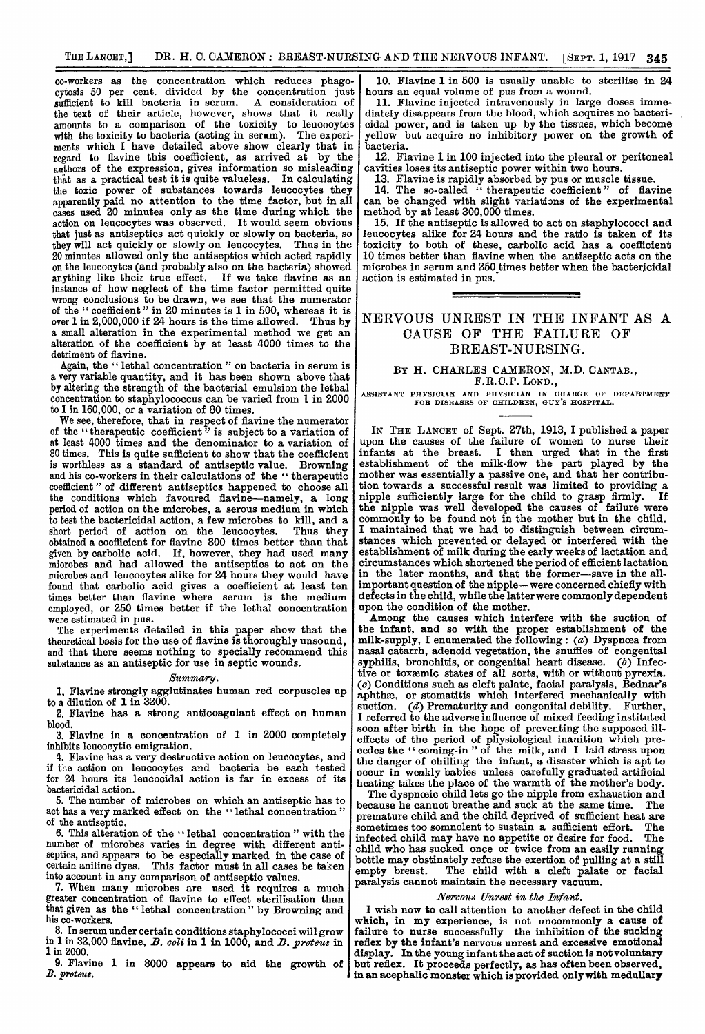co-workers as the concentration which reduces phagocytosis 50 per cent. divided by the concentration just sufficient to kill bacteria in serum. A consideration of the text of their article, however, shows that it really amounts to a comparison of the toxicity to leucocytes with the toxicity to bacteria (acting in serum). The experiments which I have detailed above show clearly that in regard to flavine this coefficient, as arrived at by the authors of the expression, gives information so misleading that as a practical test it is quite valueless. In calculating the toxic power of substances towards leucocytes they apparently paid no attention to the time factor, but in all cases used 20 minutes only as the time during which the action on leucocytes was observed. It would seem obvious that just as antiseptics act quickly or slowly on bacteria, so they will act quickly or slowly on leucocytes. Thus in the 20 minutes allowed only the antiseptics which acted rapidly on the leucocytes (and probably also on the bacteria) showed anything like their true effect. If we take flavine as an instance of how neglect of the time factor permitted quite wrong conclusions to be drawn, we see that the numerator of the "coefficient" in 20 minutes is 1 in 500, whereas it is over 1 in 2,000,000 if 24 hours is the time allowed. Thus by a small alteration in the experimental method we get an alteration of the coefficient by at least 4000 times to the detriment of flavine.

Again, the "lethal concentration" on bacteria in serum is a very variable quantity, and it has been shown above that by altering the strength of the bacterial emulsion the lethal concentration to staphylococcus can be varied from 1 in 2000 to 1 in 160,000, or a variation of 80 times.

We see, therefore, that in respect of flavine the numerator of the "therapeutic coefficient" is subject to a variation of at least 4000 times and the denominator to a variation of 80 times. This is quite sufficient to show that the coefficient is worthless as a standard of antiseptic value. Browning and his co-workers in their calculations of the "therapeutic coefficient" of different antiseptics happened to choose all the conditions which favoured flavine—namely, a long period of action on the microbes, a serous medium in which to test the bactericidal action, a few microbes to kill, and a short period of action on the leucocytes. Thus they obtained a coefficient for flavine 800 times better than that given by carbolic acid. If, however, they had used many microbes and had allowed the antiseptics to act on the microbes and leucocytes alike for 24 hours they would have found that carbolic acid gives a coefficient at least ten times better than flavine where serum is the medium employed, or 250 times better if the lethal concentration were estimated in pus.

The experiments detailed in this paper show that the theoretical basis for the use of flavine is thoroughly unsound, and that there seems nothing to specially recommend this substance as an antiseptic for use in septic wounds.

*Summary.*

1. Flavine strongly agglutinates human red corpuscles up to a dilution of 1 in 3200.
2. Flavine has a strong anticoagulant effect on human blood.
3. Flavine in a concentration of 1 in 2000 completely inhibits leucocytic emigration.
4. Flavine has a very destructive action on leucocytes, and if the action on leucocytes and bacteria be each tested for 24 hours its leucocidal action is far in excess of its bactericidal action.
5. The number of microbes on which an antiseptic has to act has a very marked effect on the "lethal concentration" of the antiseptic.
6. This alteration of the "lethal concentration" with the number of microbes varies in degree with different antiseptics, and appears to be especially marked in the case of certain aniline dyes. This factor must in all cases be taken into account in any comparison of antiseptic values.
7. When many microbes are used it requires a much greater concentration of flavine to effect sterilisation than that given as the "lethal concentration" by Browning and his co-workers.
8. In serum under certain conditions staphylococci will grow in 1 in 32,000 flavine, *B. coli* in 1 in 1000, and *B. proteus* in 1 in 2000.
9. Flavine 1 in 8000 appears to aid the growth of *B. proteus*.
10. Flavine 1 in 500 is usually unable to sterilise in 24 hours an equal volume of pus from a wound.
11. Flavine injected intravenously in large doses immediately disappears from the blood, which acquires no bactericidal power, and is taken up by the tissues, which become yellow but acquire no inhibitory power on the growth of bacteria.
12. Flavine 1 in 100 injected into the pleural or peritoneal cavities loses its antiseptic power within two hours.
13. Flavine is rapidly absorbed by pus or muscle tissue.
14. The so-called "therapeutic coefficient" of flavine can be changed with slight variations of the experimental method by at least 300,000 times.
15. If the antiseptic is allowed to act on staphylococci and leucocytes alike for 24 hours and the ratio is taken of its toxicity to both of these, carbolic acid has a coefficient 10 times better than flavine when the antiseptic acts on the microbes in serum and 250 times better when the bactericidal action is estimated in pus.

# NERVOUS UNREST IN THE INFANT AS A CAUSE OF THE FAILURE OF BREAST-NURSING.

By H. Charles Cameron, M.D. Cantab., F.R.C.P. Lond.,

ASSISTANT PHYSICIAN AND PHYSICIAN IN CHARGE OF DEPARTMENT FOR DISEASES OF CHILDREN, GUY'S HOSPITAL.

In The Lancet of Sept. 27th, 1913, I published a paper upon the causes of the failure of women to nurse their infants at the breast. I then urged that in the first establishment of the milk-flow the part played by the mother was essentially a passive one, and that her contribution towards a successful result was limited to providing a nipple sufficiently large for the child to grasp firmly. If the nipple was well developed the causes of failure were commonly to be found not in the mother but in the child. I maintained that we had to distinguish between circumstances which prevented or delayed or interfered with the establishment of milk during the early weeks of lactation and circumstances which shortened the period of efficient lactation in the later months, and that the former—save in the all-important question of the nipple—were concerned chiefly with defects in the child, while the latter were commonly dependent upon the condition of the mother.

Among the causes which interfere with the suction of the infant, and so with the proper establishment of the milk-supply, I enumerated the following: (*a*) Dyspnœa from nasal catarrh, adenoid vegetation, the snuffles of congenital syphilis, bronchitis, or congenital heart disease. (*b*) Infective or toxæmic states of all sorts, with or without pyrexia. (*c*) Conditions such as cleft palate, facial paralysis, Bednar's aphthæ, or stomatitis which interfered mechanically with suction. (*d*) Prematurity and congenital debility. Further, I referred to the adverse influence of mixed feeding instituted soon after birth in the hope of preventing the supposed ill-effects of the period of physiological inanition which precedes the "coming-in" of the milk, and I laid stress upon the danger of chilling the infant, a disaster which is apt to occur in weakly babies unless carefully graduated artificial heating takes the place of the warmth of the mother's body.

The dyspnœic child lets go the nipple from exhaustion and because he cannot breathe and suck at the same time. The premature child and the child deprived of sufficient heat are sometimes too somnolent to sustain a sufficient effort. The infected child may have no appetite or desire for food. The child who has sucked once or twice from an easily running bottle may obstinately refuse the exertion of pulling at a still empty breast. The child with a cleft palate or facial paralysis cannot maintain the necessary vacuum.

*Nervous Unrest in the Infant.*

I wish now to call attention to another defect in the child which, in my experience, is not uncommonly a cause of failure to nurse successfully—the inhibition of the sucking reflex by the infant's nervous unrest and excessive emotional display. In the young infant the act of suction is not voluntary but reflex. It proceeds perfectly, as has often been observed, in an acephalic monster which is provided only with medullary